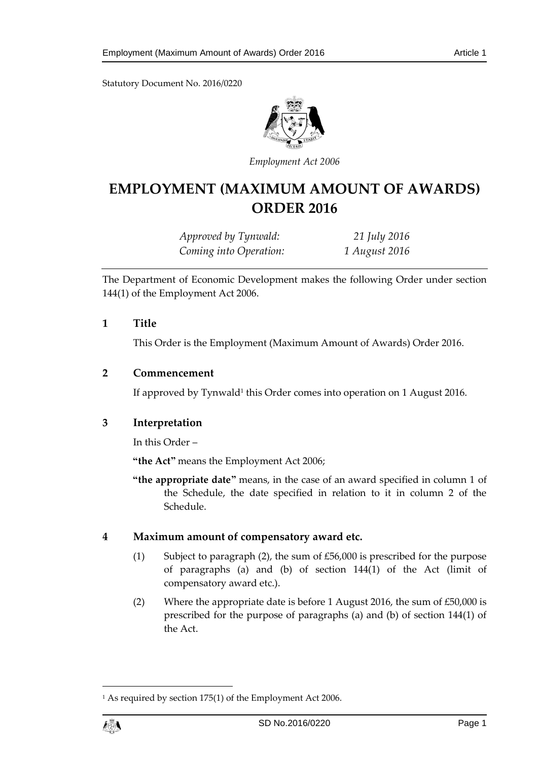Statutory Document No. 2016/0220

*Employment Act 2006*

# EMPLOYMENT (MAXIMUM AMOUNT OF AWARDS) ORDER 2016

| | |
|---|---|
| *Approved by Tynwald:* | *21 July 2016* |
| *Coming into Operation:* | *1 August 2016* |

The Department of Economic Development makes the following Order under section 144(1) of the Employment Act 2006.

## 1 Title

This Order is the Employment (Maximum Amount of Awards) Order 2016.

## 2 Commencement

If approved by Tynwald[1] this Order comes into operation on 1 August 2016.

## 3 Interpretation

In this Order –

**"the Act"** means the Employment Act 2006;

**"the appropriate date"** means, in the case of an award specified in column 1 of the Schedule, the date specified in relation to it in column 2 of the Schedule.

## 4 Maximum amount of compensatory award etc.

(1) Subject to paragraph (2), the sum of £56,000 is prescribed for the purpose of paragraphs (a) and (b) of section 144(1) of the Act (limit of compensatory award etc.).

(2) Where the appropriate date is before 1 August 2016, the sum of £50,000 is prescribed for the purpose of paragraphs (a) and (b) of section 144(1) of the Act.

[1] As required by section 175(1) of the Employment Act 2006.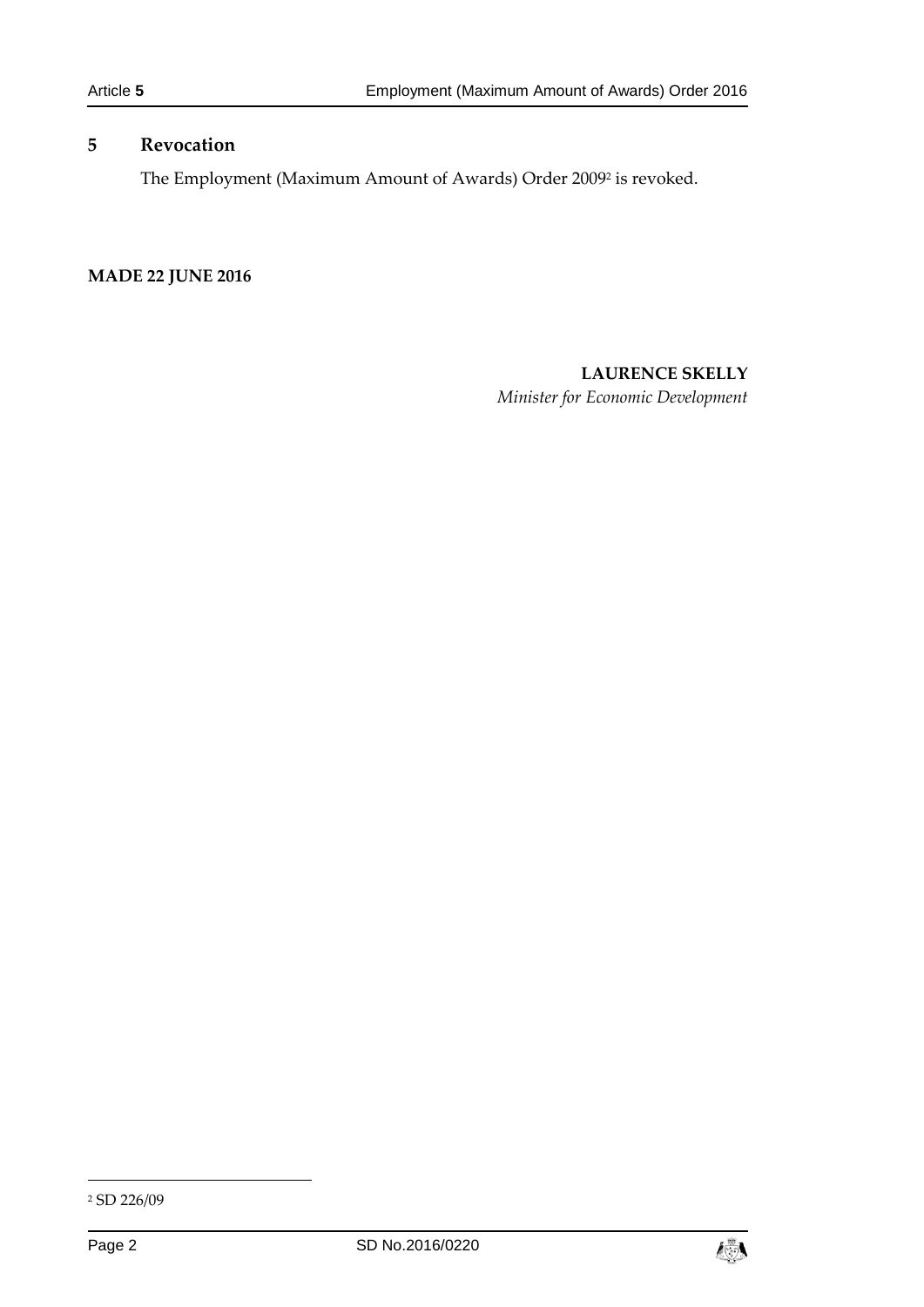## 5 Revocation

The Employment (Maximum Amount of Awards) Order 2009[2] is revoked.

**MADE 22 JUNE 2016**

**LAURENCE SKELLY**
*Minister for Economic Development*

---

[2] SD 226/09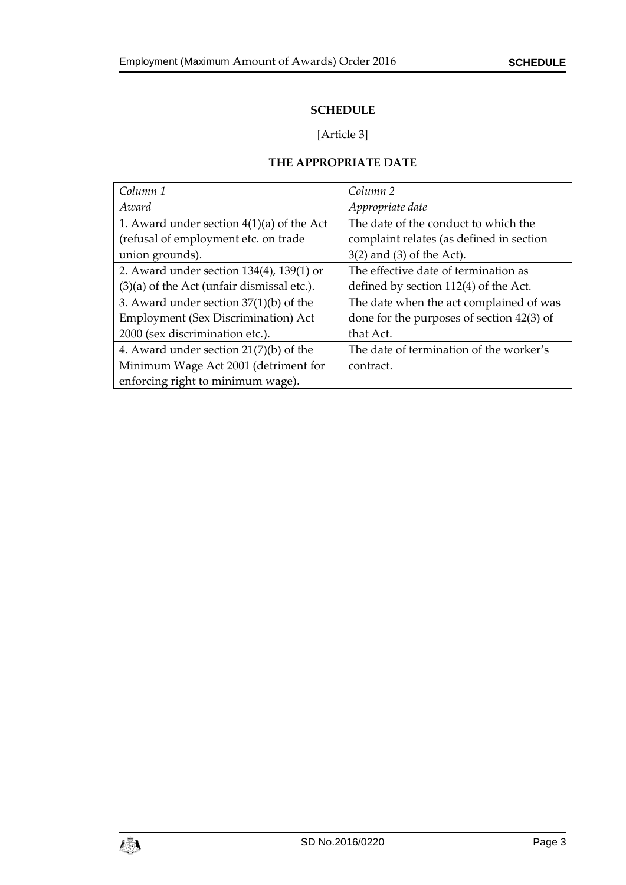## SCHEDULE

[Article 3]

### THE APPROPRIATE DATE

| *Column 1* | *Column 2* |
|---|---|
| *Award* | *Appropriate date* |
| 1. Award under section 4(1)(a) of the Act (refusal of employment etc. on trade union grounds). | The date of the conduct to which the complaint relates (as defined in section 3(2) and (3) of the Act). |
| 2. Award under section 134(4), 139(1) or (3)(a) of the Act (unfair dismissal etc.). | The effective date of termination as defined by section 112(4) of the Act. |
| 3. Award under section 37(1)(b) of the Employment (Sex Discrimination) Act 2000 (sex discrimination etc.). | The date when the act complained of was done for the purposes of section 42(3) of that Act. |
| 4. Award under section 21(7)(b) of the Minimum Wage Act 2001 (detriment for enforcing right to minimum wage). | The date of termination of the worker's contract. |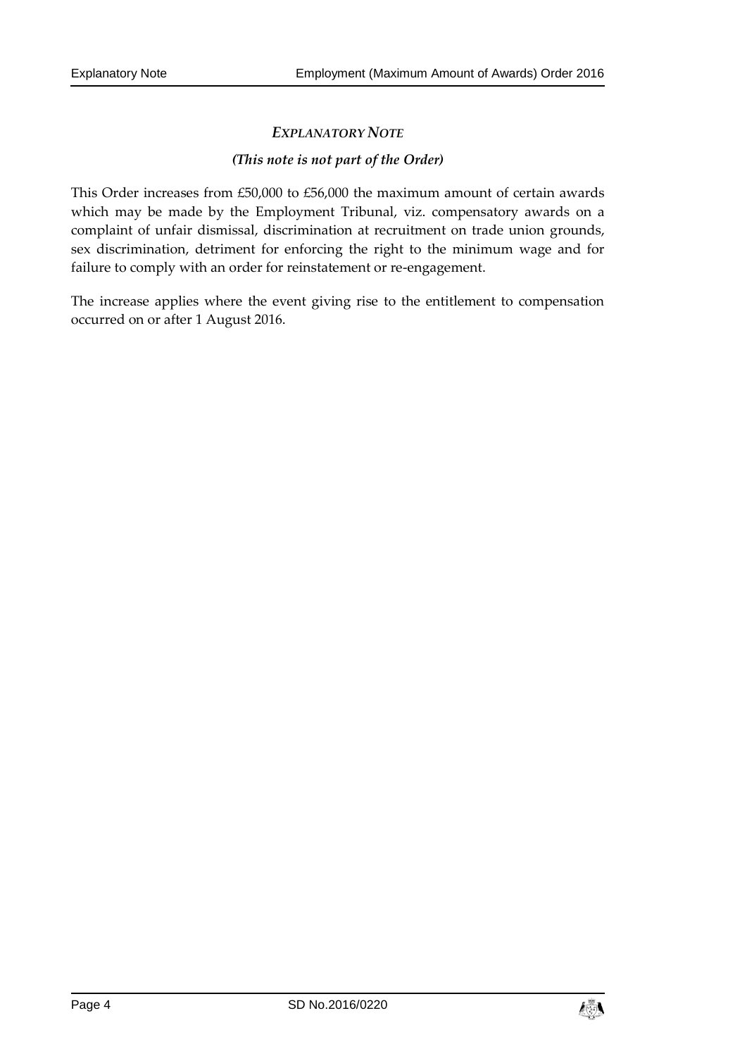## *EXPLANATORY NOTE*

***(This note is not part of the Order)***

This Order increases from £50,000 to £56,000 the maximum amount of certain awards which may be made by the Employment Tribunal, viz. compensatory awards on a complaint of unfair dismissal, discrimination at recruitment on trade union grounds, sex discrimination, detriment for enforcing the right to the minimum wage and for failure to comply with an order for reinstatement or re-engagement.

The increase applies where the event giving rise to the entitlement to compensation occurred on or after 1 August 2016.